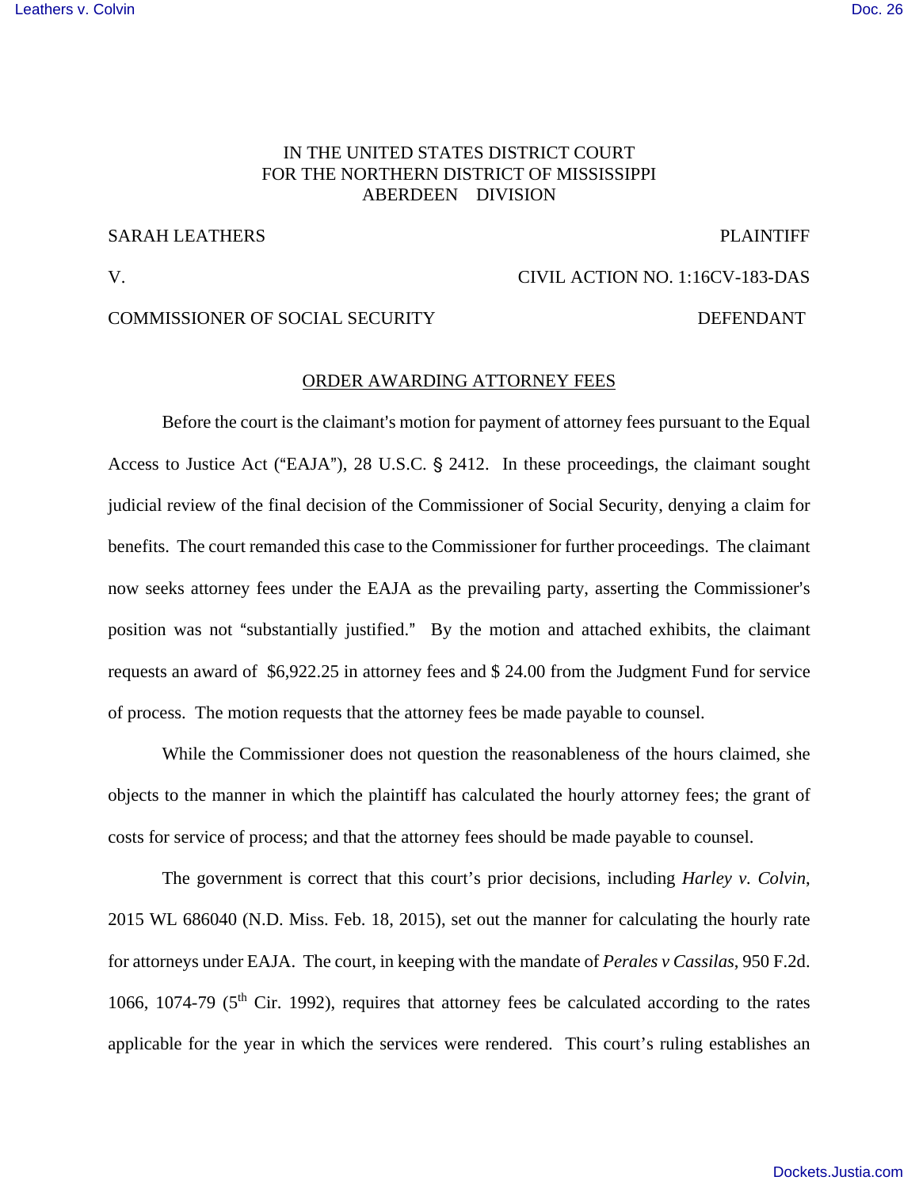IN THE UNITED STATES DISTRICT COURT
FOR THE NORTHERN DISTRICT OF MISSISSIPPI
ABERDEEN DIVISION

SARAH LEATHERS PLAINTIFF

V. CIVIL ACTION NO. 1:16CV-183-DAS

COMMISSIONER OF SOCIAL SECURITY DEFENDANT

ORDER AWARDING ATTORNEY FEES

Before the court is the claimant's motion for payment of attorney fees pursuant to the Equal Access to Justice Act ("EAJA"), 28 U.S.C. § 2412. In these proceedings, the claimant sought judicial review of the final decision of the Commissioner of Social Security, denying a claim for benefits. The court remanded this case to the Commissioner for further proceedings. The claimant now seeks attorney fees under the EAJA as the prevailing party, asserting the Commissioner's position was not "substantially justified." By the motion and attached exhibits, the claimant requests an award of $6,922.25 in attorney fees and $ 24.00 from the Judgment Fund for service of process. The motion requests that the attorney fees be made payable to counsel.

While the Commissioner does not question the reasonableness of the hours claimed, she objects to the manner in which the plaintiff has calculated the hourly attorney fees; the grant of costs for service of process; and that the attorney fees should be made payable to counsel.

The government is correct that this court's prior decisions, including *Harley v. Colvin*, 2015 WL 686040 (N.D. Miss. Feb. 18, 2015), set out the manner for calculating the hourly rate for attorneys under EAJA. The court, in keeping with the mandate of *Perales v Cassilas*, 950 F.2d. 1066, 1074-79 (5th Cir. 1992), requires that attorney fees be calculated according to the rates applicable for the year in which the services were rendered. This court's ruling establishes an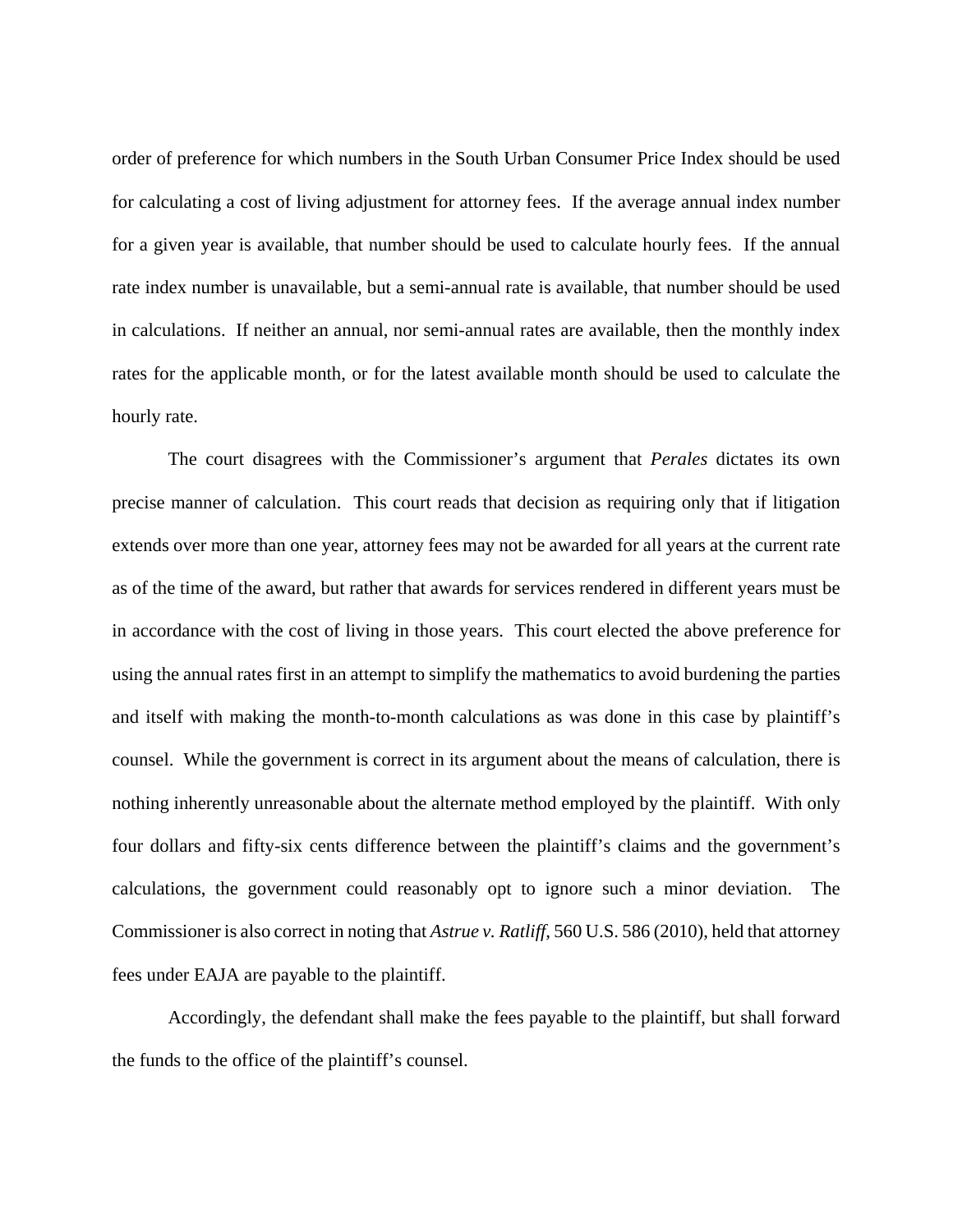order of preference for which numbers in the South Urban Consumer Price Index should be used for calculating a cost of living adjustment for attorney fees. If the average annual index number for a given year is available, that number should be used to calculate hourly fees. If the annual rate index number is unavailable, but a semi-annual rate is available, that number should be used in calculations. If neither an annual, nor semi-annual rates are available, then the monthly index rates for the applicable month, or for the latest available month should be used to calculate the hourly rate.

The court disagrees with the Commissioner's argument that *Perales* dictates its own precise manner of calculation. This court reads that decision as requiring only that if litigation extends over more than one year, attorney fees may not be awarded for all years at the current rate as of the time of the award, but rather that awards for services rendered in different years must be in accordance with the cost of living in those years. This court elected the above preference for using the annual rates first in an attempt to simplify the mathematics to avoid burdening the parties and itself with making the month-to-month calculations as was done in this case by plaintiff's counsel. While the government is correct in its argument about the means of calculation, there is nothing inherently unreasonable about the alternate method employed by the plaintiff. With only four dollars and fifty-six cents difference between the plaintiff's claims and the government's calculations, the government could reasonably opt to ignore such a minor deviation. The Commissioner is also correct in noting that *Astrue v. Ratliff,* 560 U.S. 586 (2010), held that attorney fees under EAJA are payable to the plaintiff.

Accordingly, the defendant shall make the fees payable to the plaintiff, but shall forward the funds to the office of the plaintiff's counsel.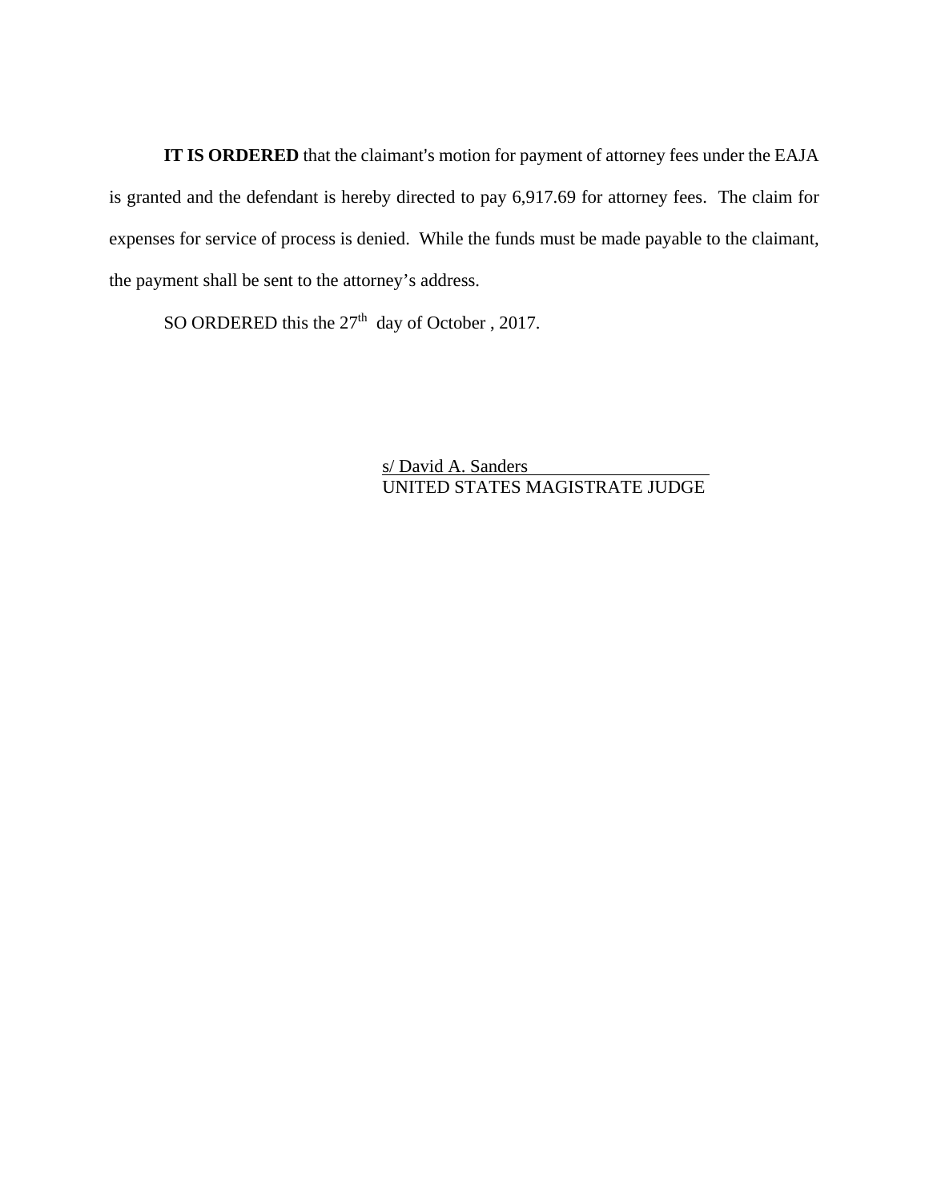**IT IS ORDERED** that the claimant's motion for payment of attorney fees under the EAJA is granted and the defendant is hereby directed to pay 6,917.69 for attorney fees. The claim for expenses for service of process is denied. While the funds must be made payable to the claimant, the payment shall be sent to the attorney's address.

SO ORDERED this the 27th day of October , 2017.

s/ David A. Sanders
UNITED STATES MAGISTRATE JUDGE